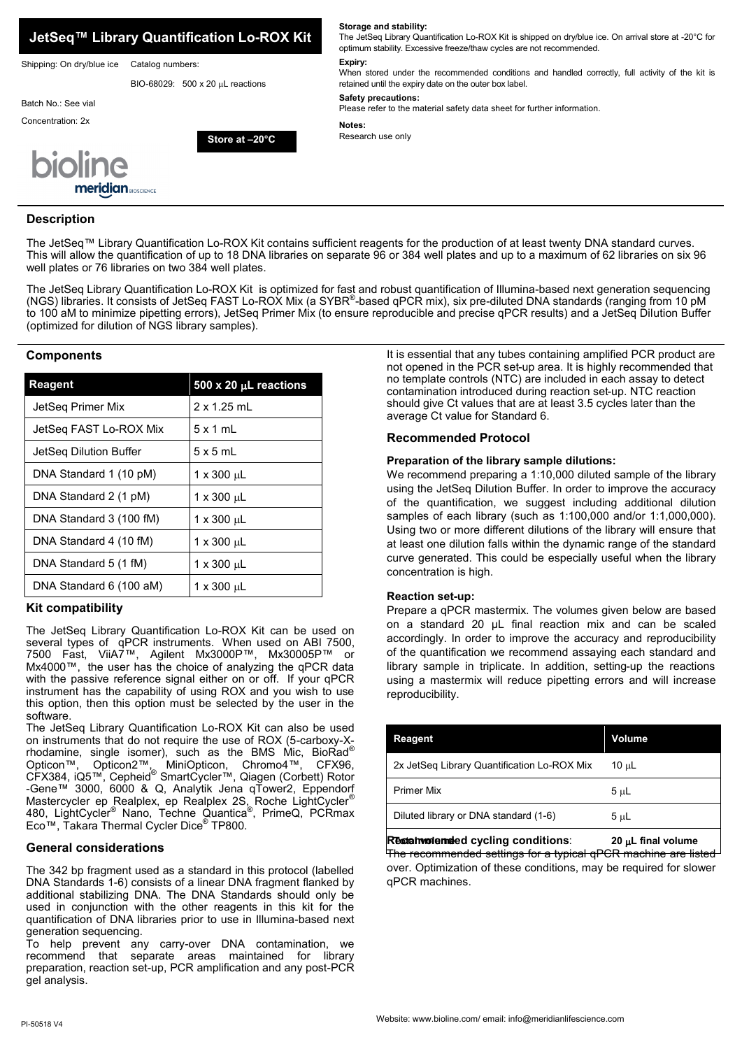# JetSeq™ Library Quantification Lo-ROX Kit

Shipping: On dry/blue ice

Catalog numbers:

BIO-68029: 500 x 20 μL reactions

Batch No.: See vial

Concentration: 2x

**Store at –20°C**

bioline meridian BIOSCIENCE

**Storage and stability:**
The JetSeq Library Quantification Lo-ROX Kit is shipped on dry/blue ice. On arrival store at -20°C for optimum stability. Excessive freeze/thaw cycles are not recommended.

**Expiry:**
When stored under the recommended conditions and handled correctly, full activity of the kit is retained until the expiry date on the outer box label.

**Safety precautions:**
Please refer to the material safety data sheet for further information.

**Notes:**
Research use only

## Description

The JetSeq™ Library Quantification Lo-ROX Kit contains sufficient reagents for the production of at least twenty DNA standard curves. This will allow the quantification of up to 18 DNA libraries on separate 96 or 384 well plates and up to a maximum of 62 libraries on six 96 well plates or 76 libraries on two 384 well plates.

The JetSeq Library Quantification Lo-ROX Kit is optimized for fast and robust quantification of Illumina-based next generation sequencing (NGS) libraries. It consists of JetSeq FAST Lo-ROX Mix (a SYBR®-based qPCR mix), six pre-diluted DNA standards (ranging from 10 pM to 100 aM to minimize pipetting errors), JetSeq Primer Mix (to ensure reproducible and precise qPCR results) and a JetSeq Dilution Buffer (optimized for dilution of NGS library samples).

## Components

| Reagent | 500 x 20 μL reactions |
|---|---|
| JetSeq Primer Mix | 2 x 1.25 mL |
| JetSeq FAST Lo-ROX Mix | 5 x 1 mL |
| JetSeq Dilution Buffer | 5 x 5 mL |
| DNA Standard 1 (10 pM) | 1 x 300 μL |
| DNA Standard 2 (1 pM) | 1 x 300 μL |
| DNA Standard 3 (100 fM) | 1 x 300 μL |
| DNA Standard 4 (10 fM) | 1 x 300 μL |
| DNA Standard 5 (1 fM) | 1 x 300 μL |
| DNA Standard 6 (100 aM) | 1 x 300 μL |

## Kit compatibility

The JetSeq Library Quantification Lo-ROX Kit can be used on several types of qPCR instruments. When used on ABI 7500, 7500 Fast, ViiA7™, Agilent Mx3000P™, Mx30005P™ or Mx4000™, the user has the choice of analyzing the qPCR data with the passive reference signal either on or off. If your qPCR instrument has the capability of using ROX and you wish to use this option, then this option must be selected by the user in the software.

The JetSeq Library Quantification Lo-ROX Kit can also be used on instruments that do not require the use of ROX (5-carboxy-X-rhodamine, single isomer), such as the BMS Mic, BioRad® Opticon™, Opticon2™, MiniOpticon, Chromo4™, CFX96, CFX384, iQ5™, Cepheid® SmartCycler™, Qiagen (Corbett) Rotor -Gene™ 3000, 6000 & Q, Analytik Jena qTower2, Eppendorf Mastercycler ep Realplex, ep Realplex 2S, Roche LightCycler® 480, LightCycler® Nano, Techne Quantica®, PrimeQ, PCRmax Eco™, Takara Thermal Cycler Dice® TP800.

## General considerations

The 342 bp fragment used as a standard in this protocol (labelled DNA Standards 1-6) consists of a linear DNA fragment flanked by additional stabilizing DNA. The DNA Standards should only be used in conjunction with the other reagents in this kit for the quantification of DNA libraries prior to use in Illumina-based next generation sequencing.

To help prevent any carry-over DNA contamination, we recommend that separate areas maintained for library preparation, reaction set-up, PCR amplification and any post-PCR gel analysis.

It is essential that any tubes containing amplified PCR product are not opened in the PCR set-up area. It is highly recommended that no template controls (NTC) are included in each assay to detect contamination introduced during reaction set-up. NTC reaction should give Ct values that are at least 3.5 cycles later than the average Ct value for Standard 6.

## Recommended Protocol

### Preparation of the library sample dilutions:

We recommend preparing a 1:10,000 diluted sample of the library using the JetSeq Dilution Buffer. In order to improve the accuracy of the quantification, we suggest including additional dilution samples of each library (such as 1:100,000 and/or 1:1,000,000). Using two or more different dilutions of the library will ensure that at least one dilution falls within the dynamic range of the standard curve generated. This could be especially useful when the library concentration is high.

### Reaction set-up:

Prepare a qPCR mastermix. The volumes given below are based on a standard 20 μL final reaction mix and can be scaled accordingly. In order to improve the accuracy and reproducibility of the quantification we recommend assaying each standard and library sample in triplicate. In addition, setting-up the reactions using a mastermix will reduce pipetting errors and will increase reproducibility.

| Reagent | Volume |
|---|---|
| 2x JetSeq Library Quantification Lo-ROX Mix | 10 μL |
| Primer Mix | 5 μL |
| Diluted library or DNA standard (1-6) | 5 μL |
| **Total volume** | **20 μL final volume** |

**Recommended cycling conditions**:

The recommended settings for a typical qPCR machine are listed over. Optimization of these conditions, may be required for slower qPCR machines.

PI-50518 V4

Website: www.bioline.com/ email: info@meridianlifescience.com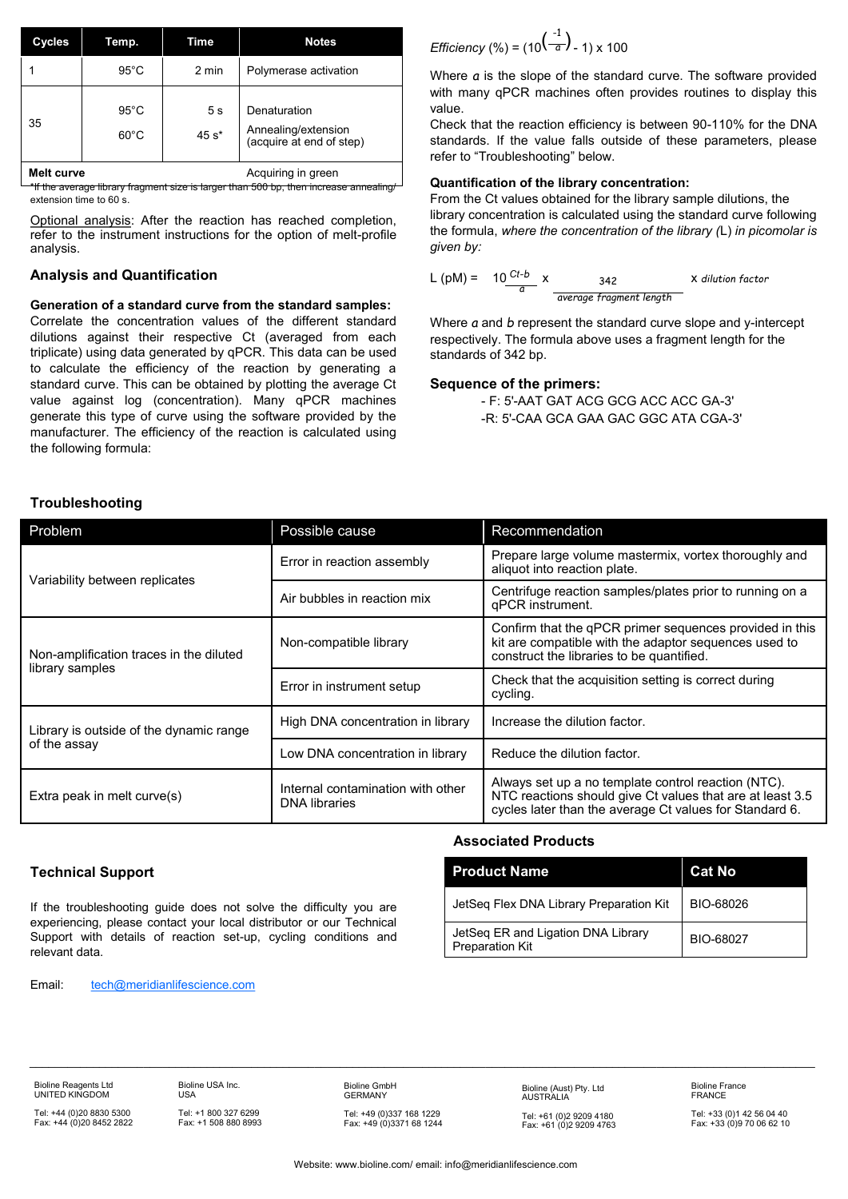| Cycles | Temp. | Time | Notes |
|---|---|---|---|
| 1 | 95°C | 2 min | Polymerase activation |
| 35 | 95°C<br>60°C | 5 s<br>45 s* | Denaturation<br>Annealing/extension (acquire at end of step) |
| **Melt curve** | | | Acquiring in green |

*If the average library fragment size is larger than 500 bp, then increase annealing/ extension time to 60 s.

Optional analysis: After the reaction has reached completion, refer to the instrument instructions for the option of melt-profile analysis.

### Analysis and Quantification

**Generation of a standard curve from the standard samples:**
Correlate the concentration values of the different standard dilutions against their respective Ct (averaged from each triplicate) using data generated by qPCR. This data can be used to calculate the efficiency of the reaction by generating a standard curve. This can be obtained by plotting the average Ct value against log (concentration). Many qPCR machines generate this type of curve using the software provided by the manufacturer. The efficiency of the reaction is calculated using the following formula:

$$\textit{Efficiency}\ (\%) = (10^{\left(\frac{-1}{a}\right)} - 1) \times 100$$

Where $a$ is the slope of the standard curve. The software provided with many qPCR machines often provides routines to display this value.
Check that the reaction efficiency is between 90-110% for the DNA standards. If the value falls outside of these parameters, please refer to "Troubleshooting" below.

**Quantification of the library concentration:**
From the Ct values obtained for the library sample dilutions, the library concentration is calculated using the standard curve following the formula, *where the concentration of the library (*L*) in picomolar is given by:*

$$\mathrm{L\ (pM)} = 10^{\frac{Ct-b}{a}} \times \frac{342}{\textit{average fragment length}} \times \textit{dilution factor}$$

Where $a$ and $b$ represent the standard curve slope and y-intercept respectively. The formula above uses a fragment length for the standards of 342 bp.

### Sequence of the primers:

- F: 5'-AAT GAT ACG GCG ACC ACC GA-3'
- R: 5'-CAA GCA GAA GAC GGC ATA CGA-3'

### Troubleshooting

| Problem | Possible cause | Recommendation |
|---|---|---|
| Variability between replicates | Error in reaction assembly | Prepare large volume mastermix, vortex thoroughly and aliquot into reaction plate. |
| | Air bubbles in reaction mix | Centrifuge reaction samples/plates prior to running on a qPCR instrument. |
| Non-amplification traces in the diluted library samples | Non-compatible library | Confirm that the qPCR primer sequences provided in this kit are compatible with the adaptor sequences used to construct the libraries to be quantified. |
| | Error in instrument setup | Check that the acquisition setting is correct during cycling. |
| Library is outside of the dynamic range of the assay | High DNA concentration in library | Increase the dilution factor. |
| | Low DNA concentration in library | Reduce the dilution factor. |
| Extra peak in melt curve(s) | Internal contamination with other DNA libraries | Always set up a no template control reaction (NTC). NTC reactions should give Ct values that are at least 3.5 cycles later than the average Ct values for Standard 6. |

### Technical Support

If the troubleshooting guide does not solve the difficulty you are experiencing, please contact your local distributor or our Technical Support with details of reaction set-up, cycling conditions and relevant data.

Email: tech@meridianlifescience.com

### Associated Products

| Product Name | Cat No |
|---|---|
| JetSeq Flex DNA Library Preparation Kit | BIO-68026 |
| JetSeq ER and Ligation DNA Library Preparation Kit | BIO-68027 |

Bioline Reagents Ltd
UNITED KINGDOM
Tel: +44 (0)20 8830 5300
Fax: +44 (0)20 8452 2822

Bioline USA Inc.
USA
Tel: +1 800 327 6299
Fax: +1 508 880 8993

Bioline GmbH
GERMANY
Tel: +49 (0)337 168 1229
Fax: +49 (0)3371 68 1244

Bioline (Aust) Pty. Ltd
AUSTRALIA
Tel: +61 (0)2 9209 4180
Fax: +61 (0)2 9209 4763

Bioline France
FRANCE
Tel: +33 (0)1 42 56 04 40
Fax: +33 (0)9 70 06 62 10

Website: www.bioline.com/ email: info@meridianlifescience.com